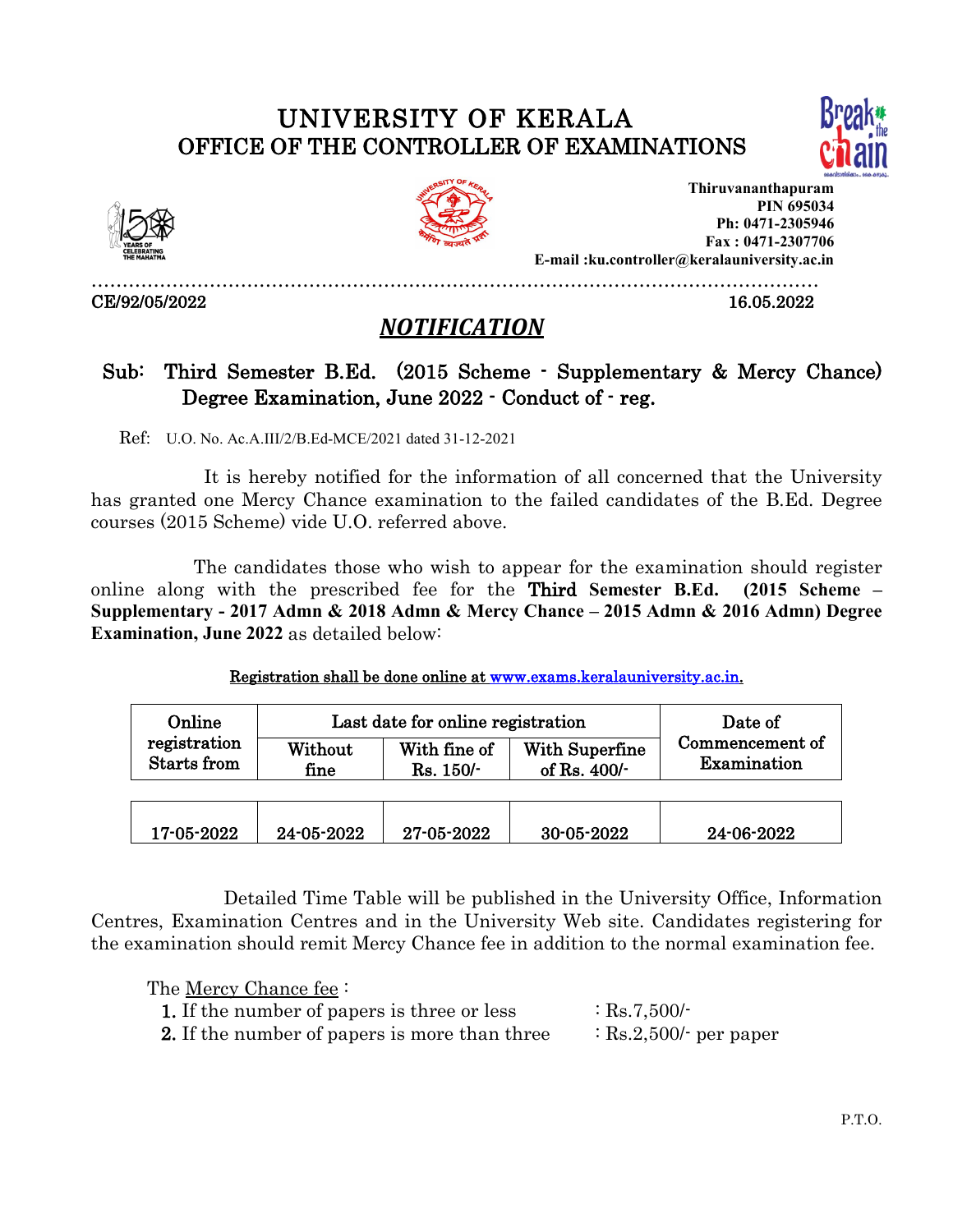# UNIVERSITY OF KERALA
## OFFICE OF THE CONTROLLER OF EXAMINATIONS

**Thiruvananthapuram**
**PIN 695034**
**Ph: 0471-2305946**
**Fax : 0471-2307706**
**E-mail :ku.controller@keralauniversity.ac.in**

CE/92/05/2022 16.05.2022

## ***NOTIFICATION***

**Sub: Third Semester B.Ed. (2015 Scheme - Supplementary & Mercy Chance) Degree Examination, June 2022 - Conduct of - reg.**

Ref: U.O. No. Ac.A.III/2/B.Ed-MCE/2021 dated 31-12-2021

It is hereby notified for the information of all concerned that the University has granted one Mercy Chance examination to the failed candidates of the B.Ed. Degree courses (2015 Scheme) vide U.O. referred above.

The candidates those who wish to appear for the examination should register online along with the prescribed fee for the **Third Semester B.Ed. (2015 Scheme – Supplementary - 2017 Admn & 2018 Admn & Mercy Chance – 2015 Admn & 2016 Admn) Degree Examination, June 2022** as detailed below:

Registration shall be done online at www.exams.keralauniversity.ac.in.

| Online registration Starts from | Last date for online registration | | | Date of Commencement of Examination |
|---|---|---|---|---|
| | Without fine | With fine of Rs. 150/- | With Superfine of Rs. 400/- | |
| 17-05-2022 | 24-05-2022 | 27-05-2022 | 30-05-2022 | 24-06-2022 |

Detailed Time Table will be published in the University Office, Information Centres, Examination Centres and in the University Web site. Candidates registering for the examination should remit Mercy Chance fee in addition to the normal examination fee.

The Mercy Chance fee :

1. If the number of papers is three or less : Rs.7,500/-
2. If the number of papers is more than three : Rs.2,500/- per paper

P.T.O.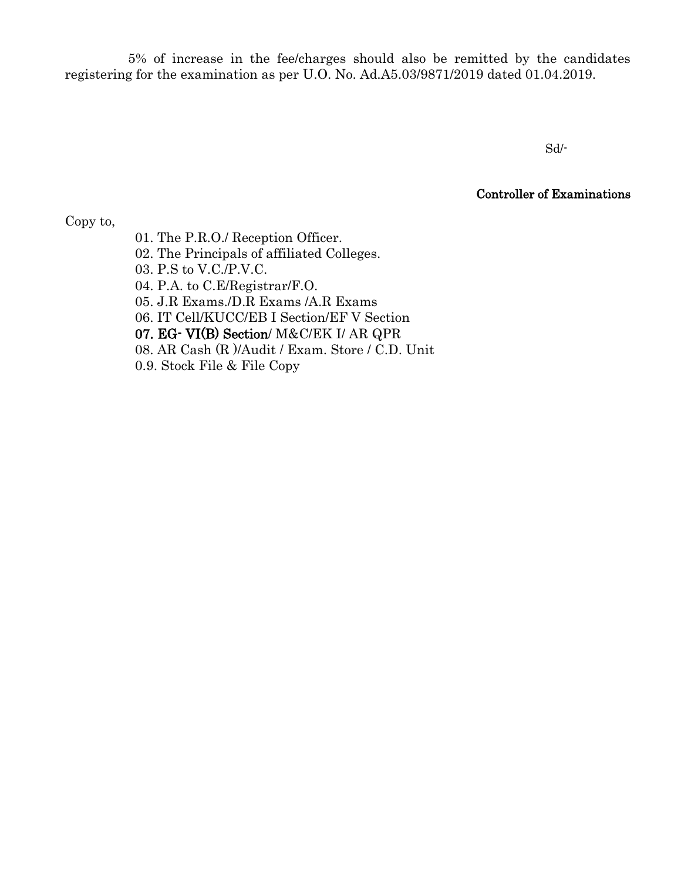5% of increase in the fee/charges should also be remitted by the candidates registering for the examination as per U.O. No. Ad.A5.03/9871/2019 dated 01.04.2019.

Sd/-

**Controller of Examinations**

Copy to,

01. The P.R.O./ Reception Officer.
02. The Principals of affiliated Colleges.
03. P.S to V.C./P.V.C.
04. P.A. to C.E/Registrar/F.O.
05. J.R Exams./D.R Exams /A.R Exams
06. IT Cell/KUCC/EB I Section/EF V Section
07. **EG- VI(B) Section**/ M&C/EK I/ AR QPR
08. AR Cash (R )/Audit / Exam. Store / C.D. Unit
0.9. Stock File & File Copy